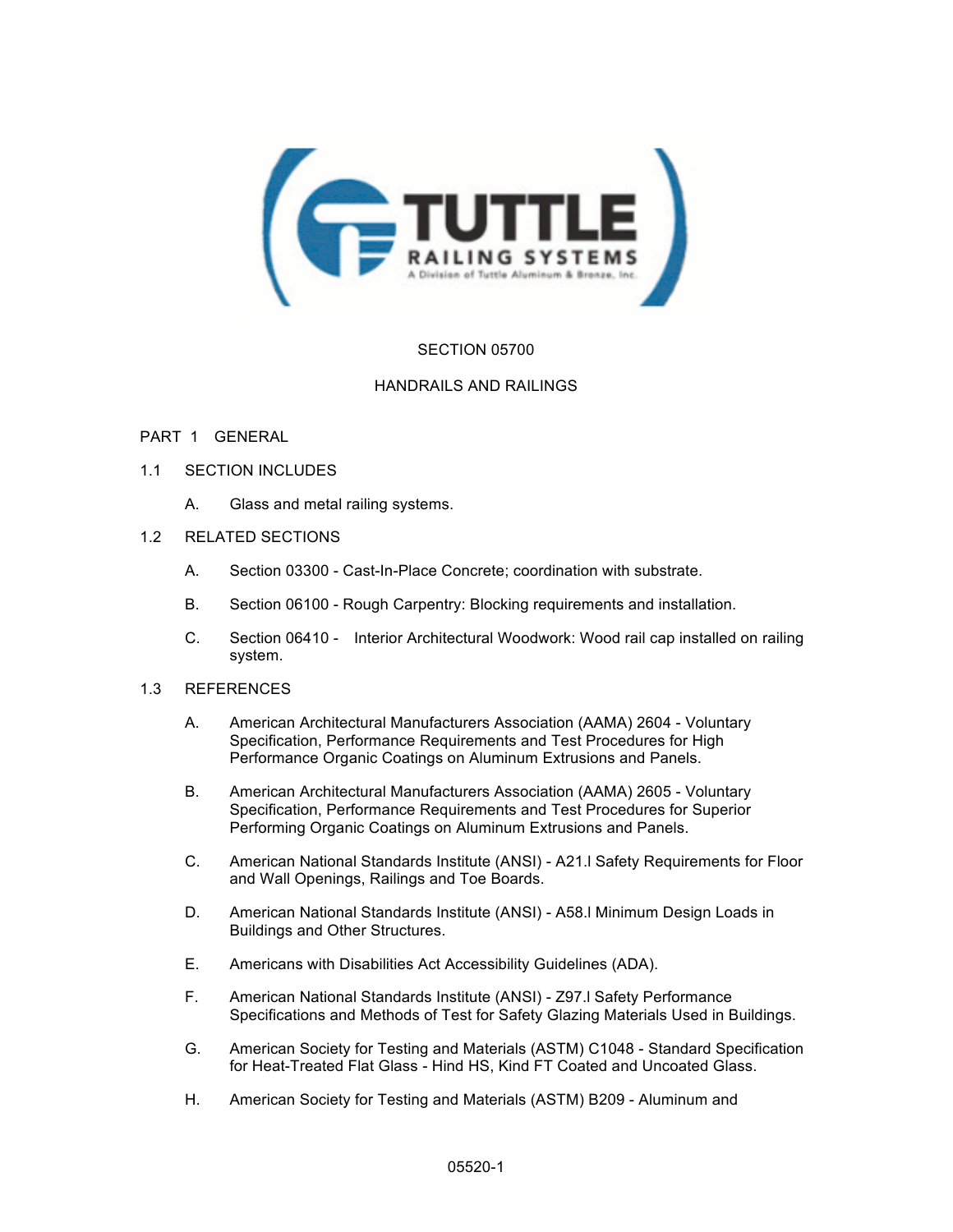SECTION 05700

HANDRAILS AND RAILINGS

PART 1 GENERAL

1.1 SECTION INCLUDES

A. Glass and metal railing systems.

1.2 RELATED SECTIONS

A. Section 03300 - Cast-In-Place Concrete; coordination with substrate.

B. Section 06100 - Rough Carpentry: Blocking requirements and installation.

C. Section 06410 - Interior Architectural Woodwork: Wood rail cap installed on railing system.

1.3 REFERENCES

A. American Architectural Manufacturers Association (AAMA) 2604 - Voluntary Specification, Performance Requirements and Test Procedures for High Performance Organic Coatings on Aluminum Extrusions and Panels.

B. American Architectural Manufacturers Association (AAMA) 2605 - Voluntary Specification, Performance Requirements and Test Procedures for Superior Performing Organic Coatings on Aluminum Extrusions and Panels.

C. American National Standards Institute (ANSI) - A21.l Safety Requirements for Floor and Wall Openings, Railings and Toe Boards.

D. American National Standards Institute (ANSI) - A58.l Minimum Design Loads in Buildings and Other Structures.

E. Americans with Disabilities Act Accessibility Guidelines (ADA).

F. American National Standards Institute (ANSI) - Z97.l Safety Performance Specifications and Methods of Test for Safety Glazing Materials Used in Buildings.

G. American Society for Testing and Materials (ASTM) C1048 - Standard Specification for Heat-Treated Flat Glass - Hind HS, Kind FT Coated and Uncoated Glass.

H. American Society for Testing and Materials (ASTM) B209 - Aluminum and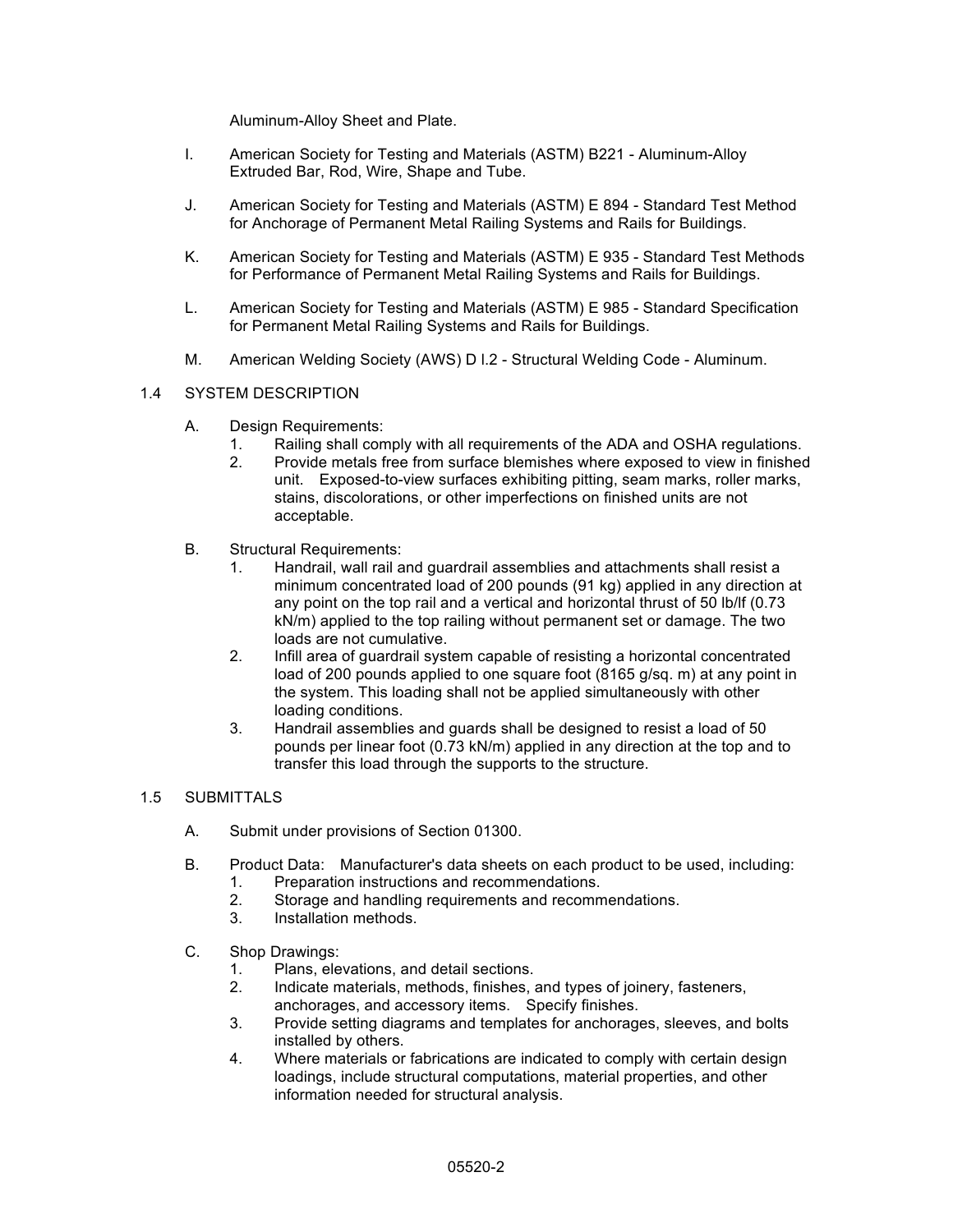Aluminum-Alloy Sheet and Plate.

I. American Society for Testing and Materials (ASTM) B221 - Aluminum-Alloy Extruded Bar, Rod, Wire, Shape and Tube.

J. American Society for Testing and Materials (ASTM) E 894 - Standard Test Method for Anchorage of Permanent Metal Railing Systems and Rails for Buildings.

K. American Society for Testing and Materials (ASTM) E 935 - Standard Test Methods for Performance of Permanent Metal Railing Systems and Rails for Buildings.

L. American Society for Testing and Materials (ASTM) E 985 - Standard Specification for Permanent Metal Railing Systems and Rails for Buildings.

M. American Welding Society (AWS) D l.2 - Structural Welding Code - Aluminum.

## 1.4 SYSTEM DESCRIPTION

A. Design Requirements:
   1. Railing shall comply with all requirements of the ADA and OSHA regulations.
   2. Provide metals free from surface blemishes where exposed to view in finished unit. Exposed-to-view surfaces exhibiting pitting, seam marks, roller marks, stains, discolorations, or other imperfections on finished units are not acceptable.

B. Structural Requirements:
   1. Handrail, wall rail and guardrail assemblies and attachments shall resist a minimum concentrated load of 200 pounds (91 kg) applied in any direction at any point on the top rail and a vertical and horizontal thrust of 50 lb/lf (0.73 kN/m) applied to the top railing without permanent set or damage. The two loads are not cumulative.
   2. Infill area of guardrail system capable of resisting a horizontal concentrated load of 200 pounds applied to one square foot (8165 g/sq. m) at any point in the system. This loading shall not be applied simultaneously with other loading conditions.
   3. Handrail assemblies and guards shall be designed to resist a load of 50 pounds per linear foot (0.73 kN/m) applied in any direction at the top and to transfer this load through the supports to the structure.

## 1.5 SUBMITTALS

A. Submit under provisions of Section 01300.

B. Product Data: Manufacturer's data sheets on each product to be used, including:
   1. Preparation instructions and recommendations.
   2. Storage and handling requirements and recommendations.
   3. Installation methods.

C. Shop Drawings:
   1. Plans, elevations, and detail sections.
   2. Indicate materials, methods, finishes, and types of joinery, fasteners, anchorages, and accessory items. Specify finishes.
   3. Provide setting diagrams and templates for anchorages, sleeves, and bolts installed by others.
   4. Where materials or fabrications are indicated to comply with certain design loadings, include structural computations, material properties, and other information needed for structural analysis.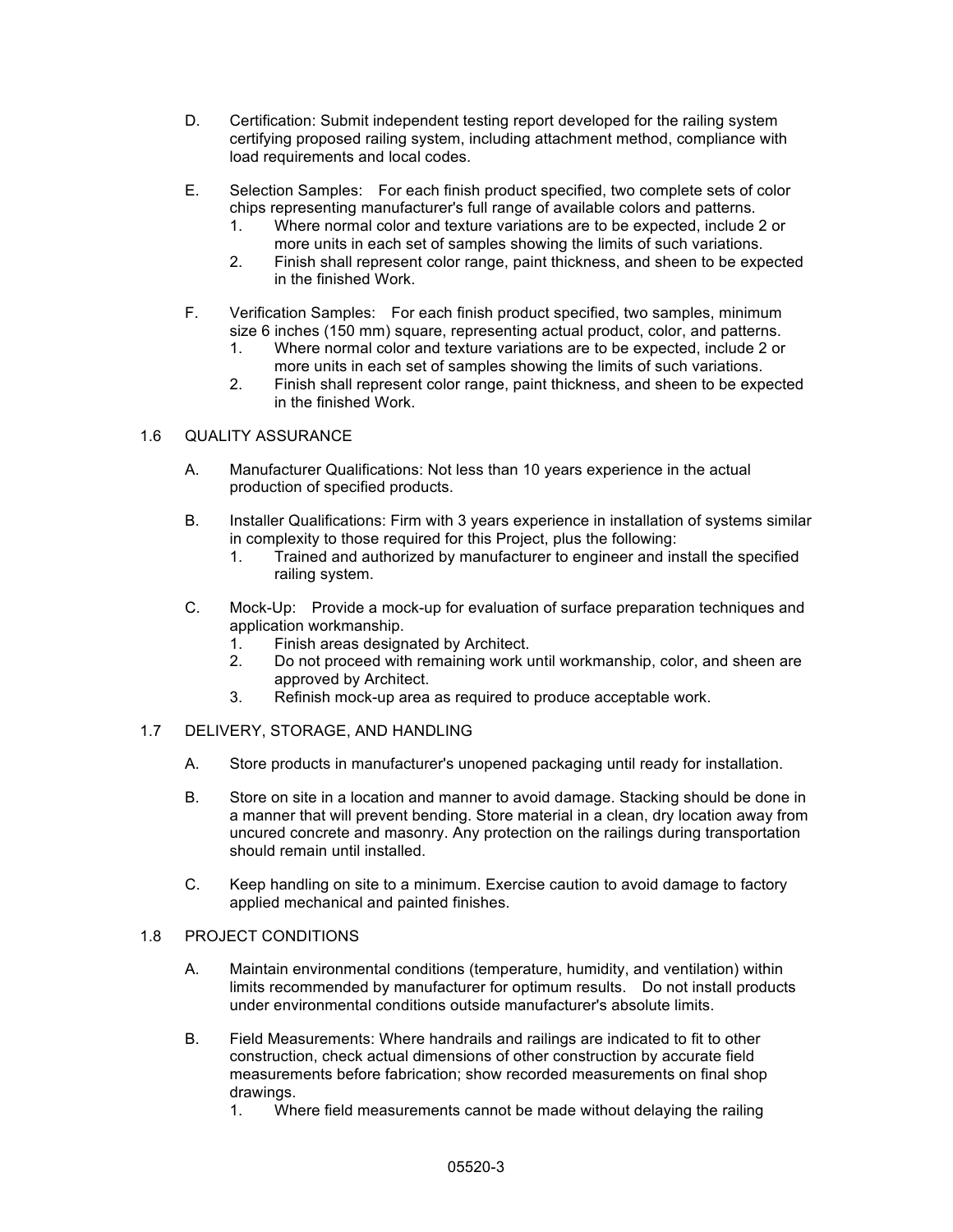D. Certification: Submit independent testing report developed for the railing system certifying proposed railing system, including attachment method, compliance with load requirements and local codes.

E. Selection Samples: For each finish product specified, two complete sets of color chips representing manufacturer's full range of available colors and patterns.
   1. Where normal color and texture variations are to be expected, include 2 or more units in each set of samples showing the limits of such variations.
   2. Finish shall represent color range, paint thickness, and sheen to be expected in the finished Work.

F. Verification Samples: For each finish product specified, two samples, minimum size 6 inches (150 mm) square, representing actual product, color, and patterns.
   1. Where normal color and texture variations are to be expected, include 2 or more units in each set of samples showing the limits of such variations.
   2. Finish shall represent color range, paint thickness, and sheen to be expected in the finished Work.

## 1.6 QUALITY ASSURANCE

A. Manufacturer Qualifications: Not less than 10 years experience in the actual production of specified products.

B. Installer Qualifications: Firm with 3 years experience in installation of systems similar in complexity to those required for this Project, plus the following:
   1. Trained and authorized by manufacturer to engineer and install the specified railing system.

C. Mock-Up: Provide a mock-up for evaluation of surface preparation techniques and application workmanship.
   1. Finish areas designated by Architect.
   2. Do not proceed with remaining work until workmanship, color, and sheen are approved by Architect.
   3. Refinish mock-up area as required to produce acceptable work.

## 1.7 DELIVERY, STORAGE, AND HANDLING

A. Store products in manufacturer's unopened packaging until ready for installation.

B. Store on site in a location and manner to avoid damage. Stacking should be done in a manner that will prevent bending. Store material in a clean, dry location away from uncured concrete and masonry. Any protection on the railings during transportation should remain until installed.

C. Keep handling on site to a minimum. Exercise caution to avoid damage to factory applied mechanical and painted finishes.

## 1.8 PROJECT CONDITIONS

A. Maintain environmental conditions (temperature, humidity, and ventilation) within limits recommended by manufacturer for optimum results. Do not install products under environmental conditions outside manufacturer's absolute limits.

B. Field Measurements: Where handrails and railings are indicated to fit to other construction, check actual dimensions of other construction by accurate field measurements before fabrication; show recorded measurements on final shop drawings.
   1. Where field measurements cannot be made without delaying the railing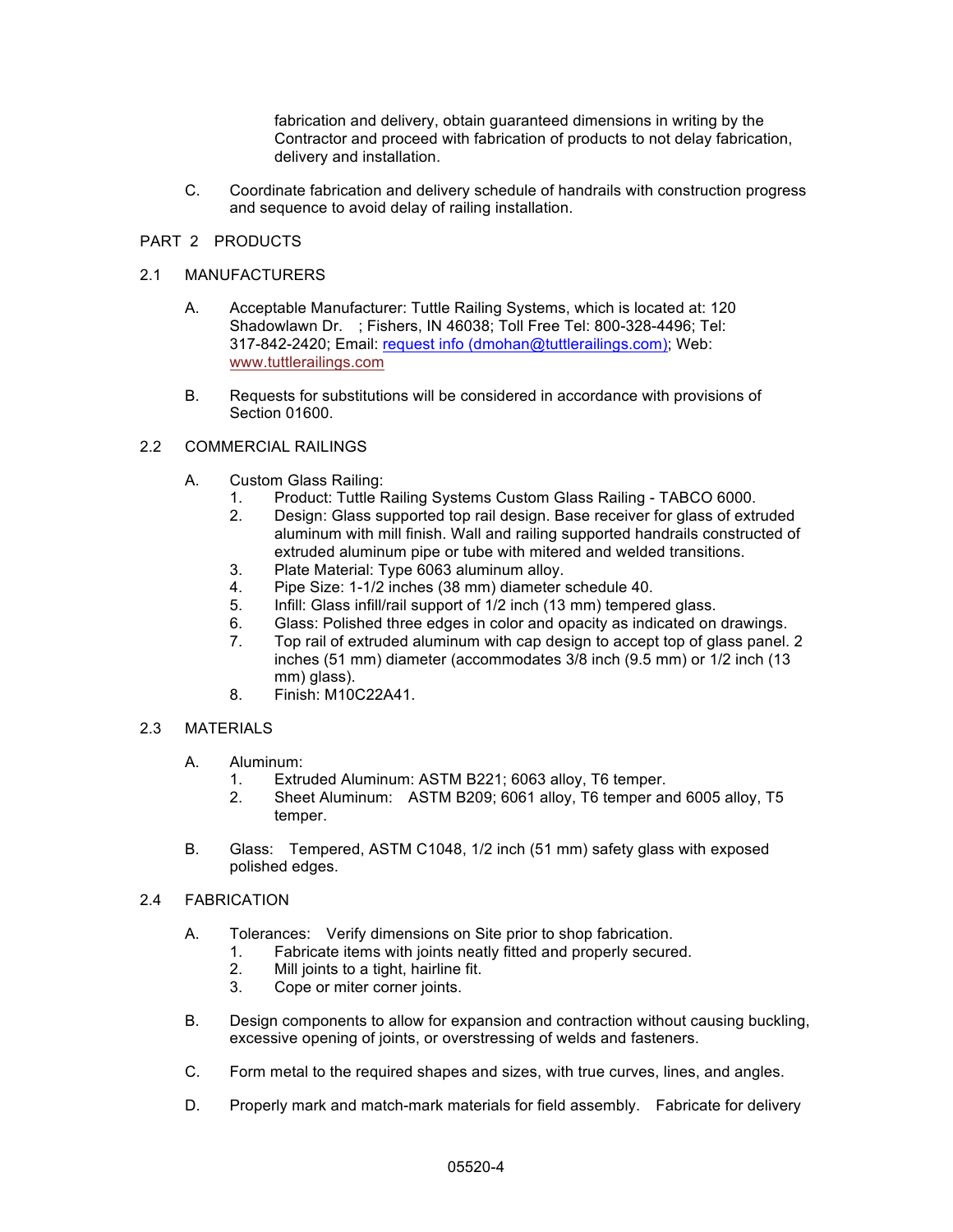fabrication and delivery, obtain guaranteed dimensions in writing by the Contractor and proceed with fabrication of products to not delay fabrication, delivery and installation.

C. Coordinate fabrication and delivery schedule of handrails with construction progress and sequence to avoid delay of railing installation.

## PART 2 PRODUCTS

### 2.1 MANUFACTURERS

A. Acceptable Manufacturer: Tuttle Railing Systems, which is located at: 120 Shadowlawn Dr. ; Fishers, IN 46038; Toll Free Tel: 800-328-4496; Tel: 317-842-2420; Email: request info (dmohan@tuttlerailings.com); Web: www.tuttlerailings.com

B. Requests for substitutions will be considered in accordance with provisions of Section 01600.

### 2.2 COMMERCIAL RAILINGS

A. Custom Glass Railing:
   1. Product: Tuttle Railing Systems Custom Glass Railing - TABCO 6000.
   2. Design: Glass supported top rail design. Base receiver for glass of extruded aluminum with mill finish. Wall and railing supported handrails constructed of extruded aluminum pipe or tube with mitered and welded transitions.
   3. Plate Material: Type 6063 aluminum alloy.
   4. Pipe Size: 1-1/2 inches (38 mm) diameter schedule 40.
   5. Infill: Glass infill/rail support of 1/2 inch (13 mm) tempered glass.
   6. Glass: Polished three edges in color and opacity as indicated on drawings.
   7. Top rail of extruded aluminum with cap design to accept top of glass panel. 2 inches (51 mm) diameter (accommodates 3/8 inch (9.5 mm) or 1/2 inch (13 mm) glass).
   8. Finish: M10C22A41.

### 2.3 MATERIALS

A. Aluminum:
   1. Extruded Aluminum: ASTM B221; 6063 alloy, T6 temper.
   2. Sheet Aluminum: ASTM B209; 6061 alloy, T6 temper and 6005 alloy, T5 temper.

B. Glass: Tempered, ASTM C1048, 1/2 inch (51 mm) safety glass with exposed polished edges.

### 2.4 FABRICATION

A. Tolerances: Verify dimensions on Site prior to shop fabrication.
   1. Fabricate items with joints neatly fitted and properly secured.
   2. Mill joints to a tight, hairline fit.
   3. Cope or miter corner joints.

B. Design components to allow for expansion and contraction without causing buckling, excessive opening of joints, or overstressing of welds and fasteners.

C. Form metal to the required shapes and sizes, with true curves, lines, and angles.

D. Properly mark and match-mark materials for field assembly. Fabricate for delivery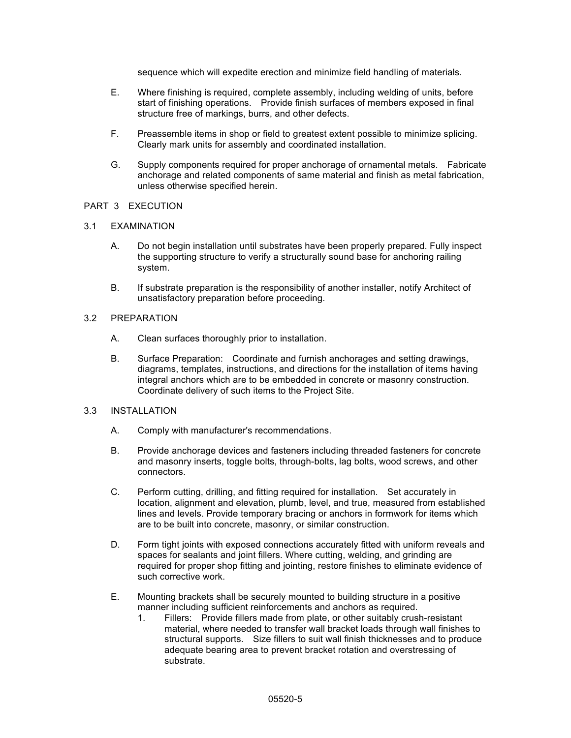sequence which will expedite erection and minimize field handling of materials.

E. Where finishing is required, complete assembly, including welding of units, before start of finishing operations. Provide finish surfaces of members exposed in final structure free of markings, burrs, and other defects.

F. Preassemble items in shop or field to greatest extent possible to minimize splicing. Clearly mark units for assembly and coordinated installation.

G. Supply components required for proper anchorage of ornamental metals. Fabricate anchorage and related components of same material and finish as metal fabrication, unless otherwise specified herein.

## PART 3 EXECUTION

### 3.1 EXAMINATION

A. Do not begin installation until substrates have been properly prepared. Fully inspect the supporting structure to verify a structurally sound base for anchoring railing system.

B. If substrate preparation is the responsibility of another installer, notify Architect of unsatisfactory preparation before proceeding.

### 3.2 PREPARATION

A. Clean surfaces thoroughly prior to installation.

B. Surface Preparation: Coordinate and furnish anchorages and setting drawings, diagrams, templates, instructions, and directions for the installation of items having integral anchors which are to be embedded in concrete or masonry construction. Coordinate delivery of such items to the Project Site.

### 3.3 INSTALLATION

A. Comply with manufacturer's recommendations.

B. Provide anchorage devices and fasteners including threaded fasteners for concrete and masonry inserts, toggle bolts, through-bolts, lag bolts, wood screws, and other connectors.

C. Perform cutting, drilling, and fitting required for installation. Set accurately in location, alignment and elevation, plumb, level, and true, measured from established lines and levels. Provide temporary bracing or anchors in formwork for items which are to be built into concrete, masonry, or similar construction.

D. Form tight joints with exposed connections accurately fitted with uniform reveals and spaces for sealants and joint fillers. Where cutting, welding, and grinding are required for proper shop fitting and jointing, restore finishes to eliminate evidence of such corrective work.

E. Mounting brackets shall be securely mounted to building structure in a positive manner including sufficient reinforcements and anchors as required.

1. Fillers: Provide fillers made from plate, or other suitably crush-resistant material, where needed to transfer wall bracket loads through wall finishes to structural supports. Size fillers to suit wall finish thicknesses and to produce adequate bearing area to prevent bracket rotation and overstressing of substrate.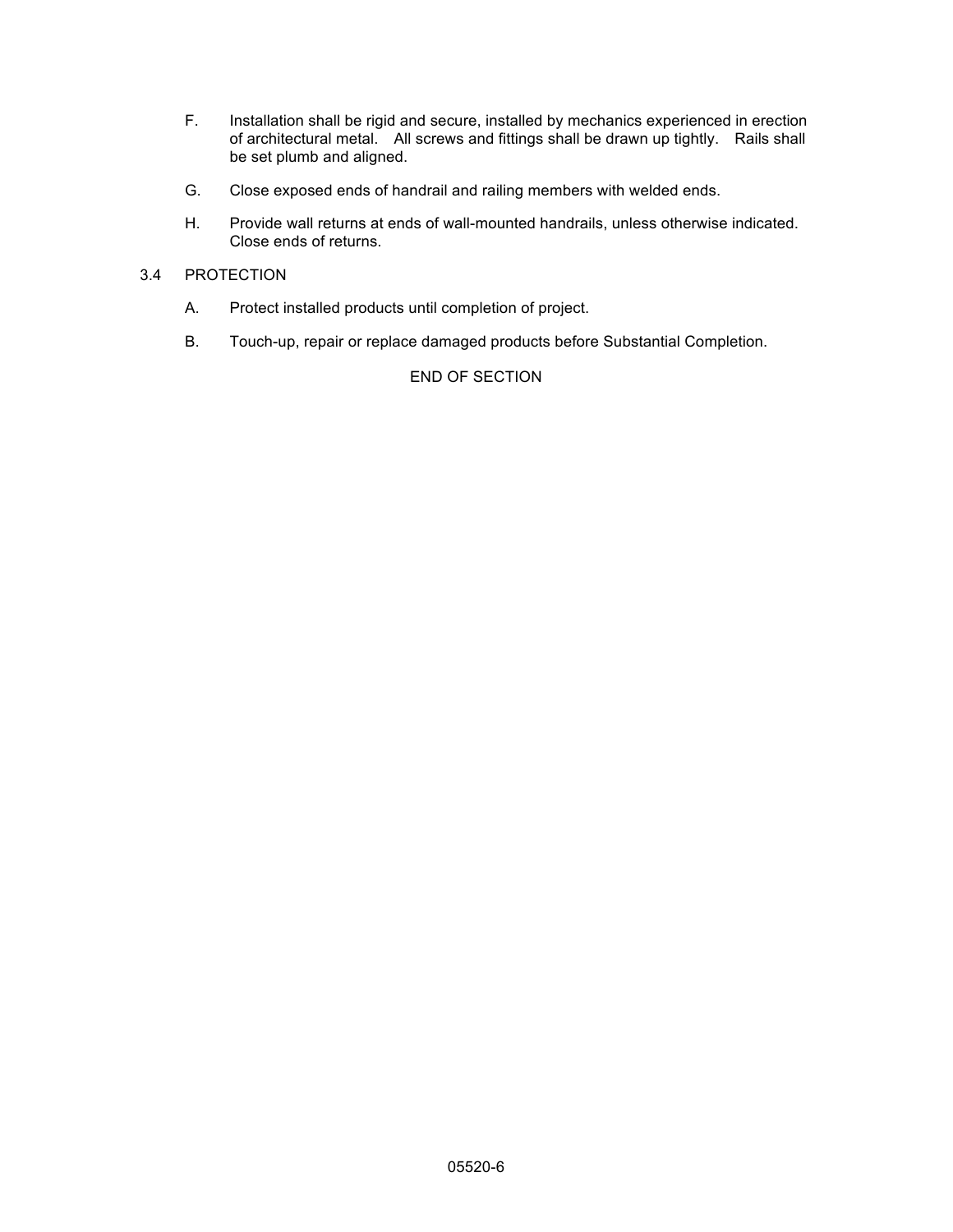F. Installation shall be rigid and secure, installed by mechanics experienced in erection of architectural metal. All screws and fittings shall be drawn up tightly. Rails shall be set plumb and aligned.

G. Close exposed ends of handrail and railing members with welded ends.

H. Provide wall returns at ends of wall-mounted handrails, unless otherwise indicated. Close ends of returns.

3.4 PROTECTION

A. Protect installed products until completion of project.

B. Touch-up, repair or replace damaged products before Substantial Completion.

END OF SECTION